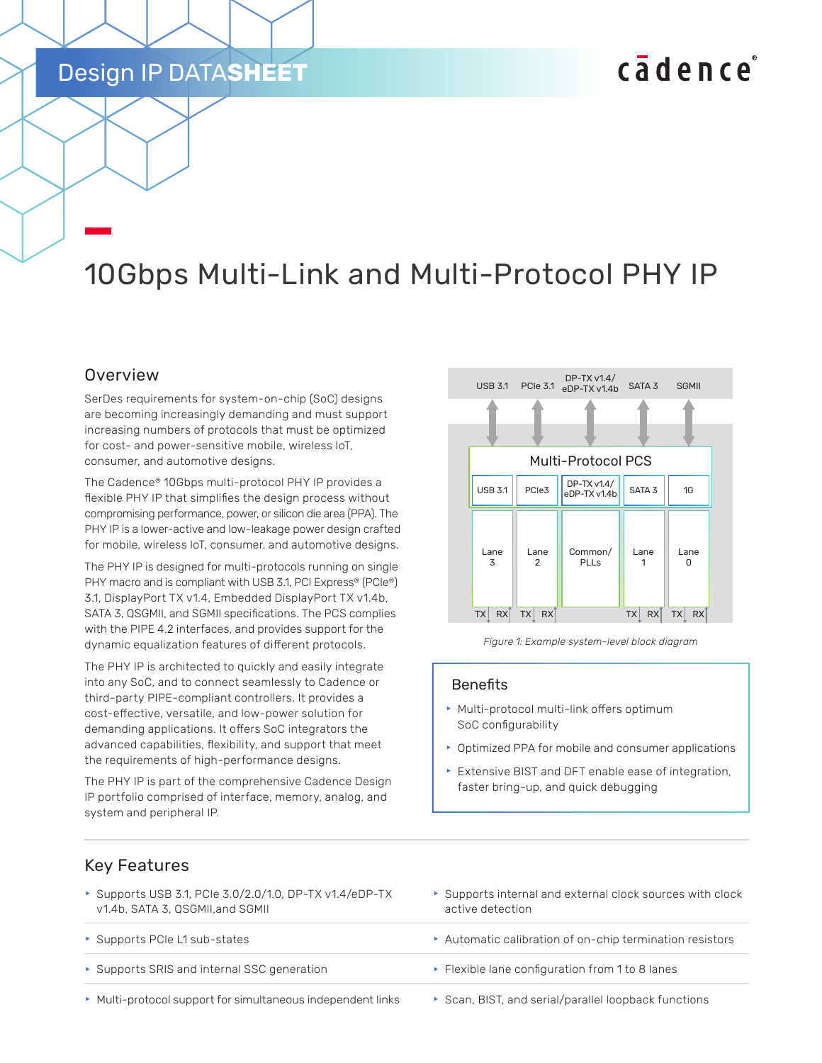Design IP DATA**SHEET**

# 10Gbps Multi-Link and Multi-Protocol PHY IP

## Overview

SerDes requirements for system-on-chip (SoC) designs are becoming increasingly demanding and must support increasing numbers of protocols that must be optimized for cost- and power-sensitive mobile, wireless IoT, consumer, and automotive designs.

The Cadence® 10Gbps multi-protocol PHY IP provides a flexible PHY IP that simplifies the design process without compromising performance, power, or silicon die area (PPA). The PHY IP is a lower-active and low-leakage power design crafted for mobile, wireless IoT, consumer, and automotive designs.

The PHY IP is designed for multi-protocols running on single PHY macro and is compliant with USB 3.1, PCI Express® (PCIe®) 3.1, DisplayPort TX v1.4, Embedded DisplayPort TX v1.4b, SATA 3, QSGMII, and SGMII specifications. The PCS complies with the PIPE 4.2 interfaces, and provides support for the dynamic equalization features of different protocols.

The PHY IP is architected to quickly and easily integrate into any SoC, and to connect seamlessly to Cadence or third-party PIPE-compliant controllers. It provides a cost-effective, versatile, and low-power solution for demanding applications. It offers SoC integrators the advanced capabilities, flexibility, and support that meet the requirements of high-performance designs.

The PHY IP is part of the comprehensive Cadence Design IP portfolio comprised of interface, memory, analog, and system and peripheral IP.

USB 3.1 | PCIe 3.1 | DP-TX v1.4/ eDP-TX v1.4b | SATA 3 | SGMII

Multi-Protocol PCS

USB 3.1 | PCIe3 | DP-TX v1.4/ eDP-TX v1.4b | SATA 3 | 1G

Lane 3 | Lane 2 | Common/ PLLs | Lane 1 | Lane 0

TX RX | TX RX | | TX RX | TX RX

*Figure 1: Example system-level block diagram*

### Benefits

- Multi-protocol multi-link offers optimum SoC configurability
- Optimized PPA for mobile and consumer applications
- Extensive BIST and DFT enable ease of integration, faster bring-up, and quick debugging

## Key Features

- Supports USB 3.1, PCIe 3.0/2.0/1.0, DP-TX v1.4/eDP-TX v1.4b, SATA 3, QSGMII,and SGMII
- Supports PCIe L1 sub-states
- Supports SRIS and internal SSC generation
- Multi-protocol support for simultaneous independent links
- Supports internal and external clock sources with clock active detection
- Automatic calibration of on-chip termination resistors
- Flexible lane configuration from 1 to 8 lanes
- Scan, BIST, and serial/parallel loopback functions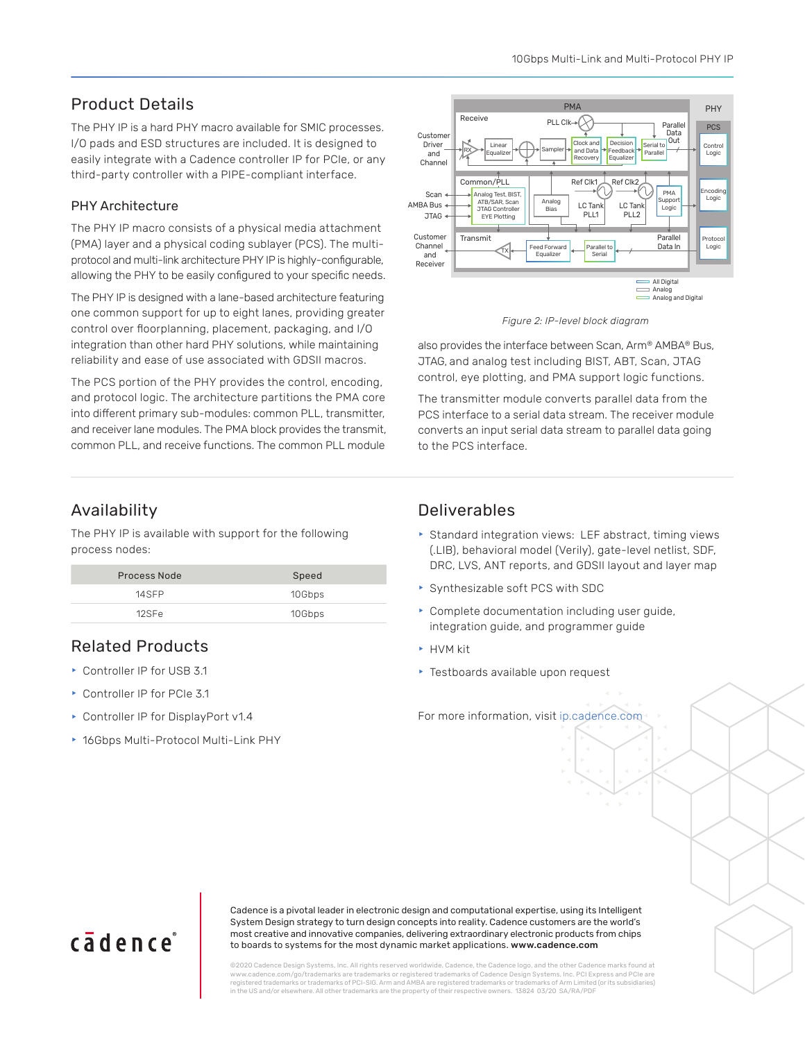## Product Details

The PHY IP is a hard PHY macro available for SMIC processes. I/O pads and ESD structures are included. It is designed to easily integrate with a Cadence controller IP for PCIe, or any third-party controller with a PIPE-compliant interface.

### PHY Architecture

The PHY IP macro consists of a physical media attachment (PMA) layer and a physical coding sublayer (PCS). The multi-protocol and multi-link architecture PHY IP is highly-configurable, allowing the PHY to be easily configured to your specific needs.

The PHY IP is designed with a lane-based architecture featuring one common support for up to eight lanes, providing greater control over floorplanning, placement, packaging, and I/O integration than other hard PHY solutions, while maintaining reliability and ease of use associated with GDSII macros.

The PCS portion of the PHY provides the control, encoding, and protocol logic. The architecture partitions the PMA core into different primary sub-modules: common PLL, transmitter, and receiver lane modules. The PMA block provides the transmit, common PLL, and receive functions. The common PLL module also provides the interface between Scan, Arm® AMBA® Bus, JTAG, and analog test including BIST, ABT, Scan, JTAG control, eye plotting, and PMA support logic functions.

PMA
PHY
PCS
Receive
PLL Clk
Parallel Data Out
Customer Driver and Channel
RX
Linear Equalizer
Sampler
Clock and and Data Recovery
Decision Feedback Equalizer
Serial to Parallel
Control Logic
Common/PLL
Ref Clk1
Ref Clk2
Scan
AMBA Bus
JTAG
Analog Test, BIST, ATB/SAR, Scan JTAG Controller EYE Plotting
Analog Bias
LC Tank PLL1
LC Tank PLL2
PMA Support Logic
Encoding Logic
Transmit
Parallel Data In
Customer Channel and Receiver
TX
Feed Forward Equalizer
Parallel to Serial
Protocol Logic
All Digital
Analog
Analog and Digital

*Figure 2: IP-level block diagram*

The transmitter module converts parallel data from the PCS interface to a serial data stream. The receiver module converts an input serial data stream to parallel data going to the PCS interface.

## Availability

The PHY IP is available with support for the following process nodes:

| Process Node | Speed |
|---|---|
| 14SFP | 10Gbps |
| 12SFe | 10Gbps |

## Related Products

- Controller IP for USB 3.1
- Controller IP for PCIe 3.1
- Controller IP for DisplayPort v1.4
- 16Gbps Multi-Protocol Multi-Link PHY

## Deliverables

- Standard integration views: LEF abstract, timing views (.LIB), behavioral model (Verily), gate-level netlist, SDF, DRC, LVS, ANT reports, and GDSII layout and layer map
- Synthesizable soft PCS with SDC
- Complete documentation including user guide, integration guide, and programmer guide
- HVM kit
- Testboards available upon request

For more information, visit ip.cadence.com

cadence®

Cadence is a pivotal leader in electronic design and computational expertise, using its Intelligent System Design strategy to turn design concepts into reality. Cadence customers are the world's most creative and innovative companies, delivering extraordinary electronic products from chips to boards to systems for the most dynamic market applications. **www.cadence.com**

©2020 Cadence Design Systems, Inc. All rights reserved worldwide. Cadence, the Cadence logo, and the other Cadence marks found at www.cadence.com/go/trademarks are trademarks or registered trademarks of Cadence Design Systems, Inc. PCI Express and PCIe are registered trademarks or trademarks of PCI-SIG. Arm and AMBA are registered trademarks or trademarks of Arm Limited (or its subsidiaries) in the US and/or elsewhere. All other trademarks are the property of their respective owners. 13824 03/20 SA/RA/PDF